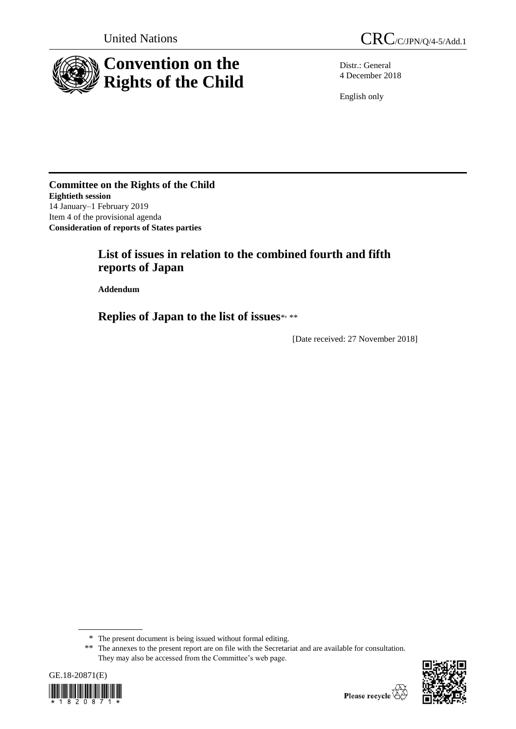United Nations

CRC/C/JPN/Q/4-5/Add.1

# Convention on the Rights of the Child

Distr.: General
4 December 2018

English only

**Committee on the Rights of the Child**
**Eightieth session**
14 January–1 February 2019
Item 4 of the provisional agenda
**Consideration of reports of States parties**

## List of issues in relation to the combined fourth and fifth reports of Japan

**Addendum**

## Replies of Japan to the list of issues*, **

[Date received: 27 November 2018]

\* The present document is being issued without formal editing.

\*\* The annexes to the present report are on file with the Secretariat and are available for consultation. They may also be accessed from the Committee's web page.

GE.18-20871(E)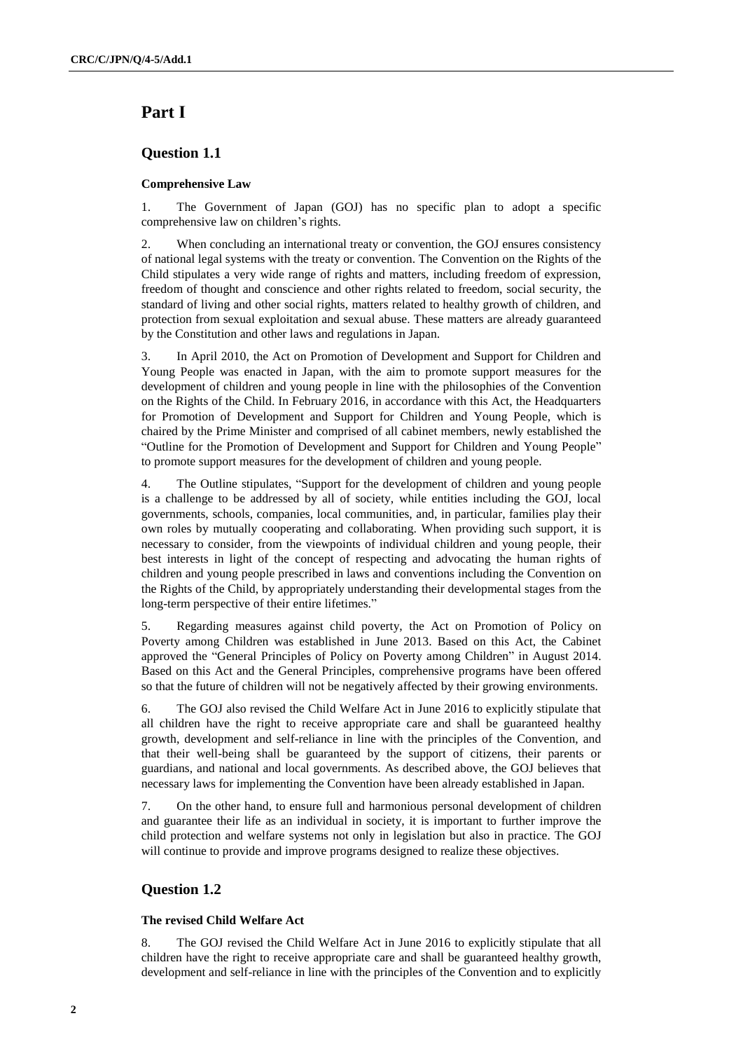# Part I

## Question 1.1

### Comprehensive Law

1. The Government of Japan (GOJ) has no specific plan to adopt a specific comprehensive law on children's rights.

2. When concluding an international treaty or convention, the GOJ ensures consistency of national legal systems with the treaty or convention. The Convention on the Rights of the Child stipulates a very wide range of rights and matters, including freedom of expression, freedom of thought and conscience and other rights related to freedom, social security, the standard of living and other social rights, matters related to healthy growth of children, and protection from sexual exploitation and sexual abuse. These matters are already guaranteed by the Constitution and other laws and regulations in Japan.

3. In April 2010, the Act on Promotion of Development and Support for Children and Young People was enacted in Japan, with the aim to promote support measures for the development of children and young people in line with the philosophies of the Convention on the Rights of the Child. In February 2016, in accordance with this Act, the Headquarters for Promotion of Development and Support for Children and Young People, which is chaired by the Prime Minister and comprised of all cabinet members, newly established the "Outline for the Promotion of Development and Support for Children and Young People" to promote support measures for the development of children and young people.

4. The Outline stipulates, "Support for the development of children and young people is a challenge to be addressed by all of society, while entities including the GOJ, local governments, schools, companies, local communities, and, in particular, families play their own roles by mutually cooperating and collaborating. When providing such support, it is necessary to consider, from the viewpoints of individual children and young people, their best interests in light of the concept of respecting and advocating the human rights of children and young people prescribed in laws and conventions including the Convention on the Rights of the Child, by appropriately understanding their developmental stages from the long-term perspective of their entire lifetimes."

5. Regarding measures against child poverty, the Act on Promotion of Policy on Poverty among Children was established in June 2013. Based on this Act, the Cabinet approved the "General Principles of Policy on Poverty among Children" in August 2014. Based on this Act and the General Principles, comprehensive programs have been offered so that the future of children will not be negatively affected by their growing environments.

6. The GOJ also revised the Child Welfare Act in June 2016 to explicitly stipulate that all children have the right to receive appropriate care and shall be guaranteed healthy growth, development and self-reliance in line with the principles of the Convention, and that their well-being shall be guaranteed by the support of citizens, their parents or guardians, and national and local governments. As described above, the GOJ believes that necessary laws for implementing the Convention have been already established in Japan.

7. On the other hand, to ensure full and harmonious personal development of children and guarantee their life as an individual in society, it is important to further improve the child protection and welfare systems not only in legislation but also in practice. The GOJ will continue to provide and improve programs designed to realize these objectives.

## Question 1.2

### The revised Child Welfare Act

8. The GOJ revised the Child Welfare Act in June 2016 to explicitly stipulate that all children have the right to receive appropriate care and shall be guaranteed healthy growth, development and self-reliance in line with the principles of the Convention and to explicitly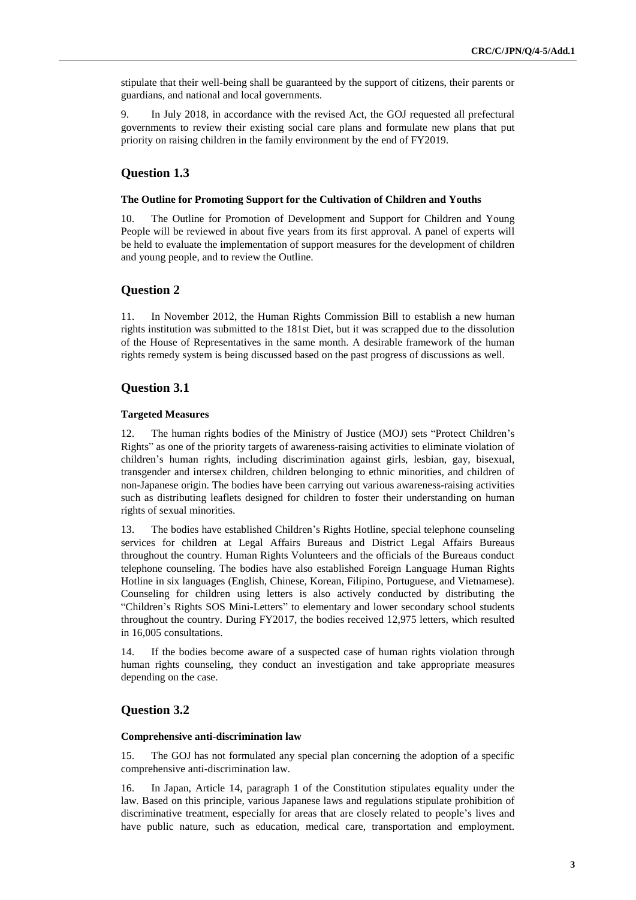stipulate that their well-being shall be guaranteed by the support of citizens, their parents or guardians, and national and local governments.

9. In July 2018, in accordance with the revised Act, the GOJ requested all prefectural governments to review their existing social care plans and formulate new plans that put priority on raising children in the family environment by the end of FY2019.

## Question 1.3

### The Outline for Promoting Support for the Cultivation of Children and Youths

10. The Outline for Promotion of Development and Support for Children and Young People will be reviewed in about five years from its first approval. A panel of experts will be held to evaluate the implementation of support measures for the development of children and young people, and to review the Outline.

## Question 2

11. In November 2012, the Human Rights Commission Bill to establish a new human rights institution was submitted to the 181st Diet, but it was scrapped due to the dissolution of the House of Representatives in the same month. A desirable framework of the human rights remedy system is being discussed based on the past progress of discussions as well.

## Question 3.1

### Targeted Measures

12. The human rights bodies of the Ministry of Justice (MOJ) sets "Protect Children's Rights" as one of the priority targets of awareness-raising activities to eliminate violation of children's human rights, including discrimination against girls, lesbian, gay, bisexual, transgender and intersex children, children belonging to ethnic minorities, and children of non-Japanese origin. The bodies have been carrying out various awareness-raising activities such as distributing leaflets designed for children to foster their understanding on human rights of sexual minorities.

13. The bodies have established Children's Rights Hotline, special telephone counseling services for children at Legal Affairs Bureaus and District Legal Affairs Bureaus throughout the country. Human Rights Volunteers and the officials of the Bureaus conduct telephone counseling. The bodies have also established Foreign Language Human Rights Hotline in six languages (English, Chinese, Korean, Filipino, Portuguese, and Vietnamese). Counseling for children using letters is also actively conducted by distributing the "Children's Rights SOS Mini-Letters" to elementary and lower secondary school students throughout the country. During FY2017, the bodies received 12,975 letters, which resulted in 16,005 consultations.

14. If the bodies become aware of a suspected case of human rights violation through human rights counseling, they conduct an investigation and take appropriate measures depending on the case.

## Question 3.2

### Comprehensive anti-discrimination law

15. The GOJ has not formulated any special plan concerning the adoption of a specific comprehensive anti-discrimination law.

16. In Japan, Article 14, paragraph 1 of the Constitution stipulates equality under the law. Based on this principle, various Japanese laws and regulations stipulate prohibition of discriminative treatment, especially for areas that are closely related to people's lives and have public nature, such as education, medical care, transportation and employment.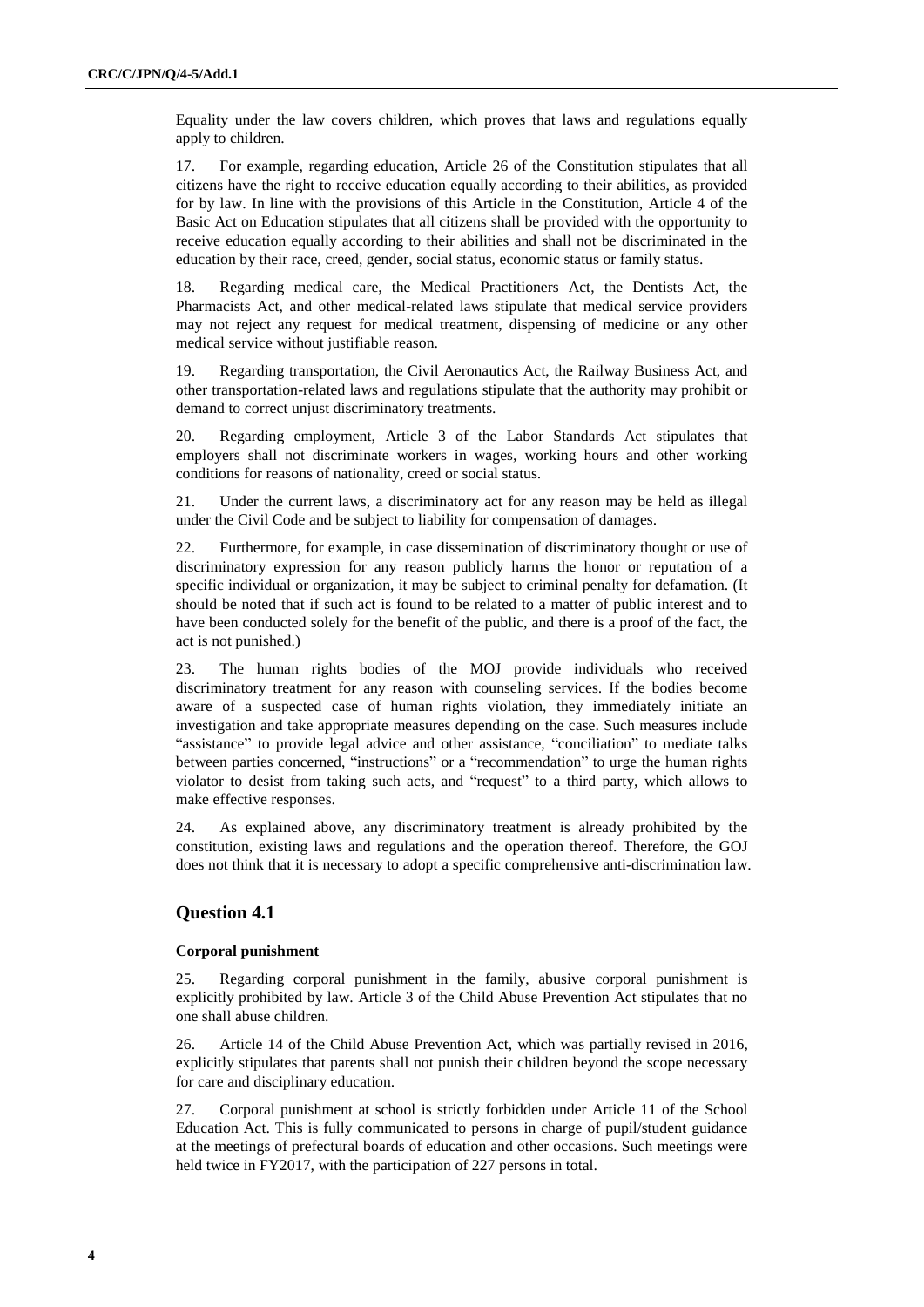Equality under the law covers children, which proves that laws and regulations equally apply to children.

17. For example, regarding education, Article 26 of the Constitution stipulates that all citizens have the right to receive education equally according to their abilities, as provided for by law. In line with the provisions of this Article in the Constitution, Article 4 of the Basic Act on Education stipulates that all citizens shall be provided with the opportunity to receive education equally according to their abilities and shall not be discriminated in the education by their race, creed, gender, social status, economic status or family status.

18. Regarding medical care, the Medical Practitioners Act, the Dentists Act, the Pharmacists Act, and other medical-related laws stipulate that medical service providers may not reject any request for medical treatment, dispensing of medicine or any other medical service without justifiable reason.

19. Regarding transportation, the Civil Aeronautics Act, the Railway Business Act, and other transportation-related laws and regulations stipulate that the authority may prohibit or demand to correct unjust discriminatory treatments.

20. Regarding employment, Article 3 of the Labor Standards Act stipulates that employers shall not discriminate workers in wages, working hours and other working conditions for reasons of nationality, creed or social status.

21. Under the current laws, a discriminatory act for any reason may be held as illegal under the Civil Code and be subject to liability for compensation of damages.

22. Furthermore, for example, in case dissemination of discriminatory thought or use of discriminatory expression for any reason publicly harms the honor or reputation of a specific individual or organization, it may be subject to criminal penalty for defamation. (It should be noted that if such act is found to be related to a matter of public interest and to have been conducted solely for the benefit of the public, and there is a proof of the fact, the act is not punished.)

23. The human rights bodies of the MOJ provide individuals who received discriminatory treatment for any reason with counseling services. If the bodies become aware of a suspected case of human rights violation, they immediately initiate an investigation and take appropriate measures depending on the case. Such measures include "assistance" to provide legal advice and other assistance, "conciliation" to mediate talks between parties concerned, "instructions" or a "recommendation" to urge the human rights violator to desist from taking such acts, and "request" to a third party, which allows to make effective responses.

24. As explained above, any discriminatory treatment is already prohibited by the constitution, existing laws and regulations and the operation thereof. Therefore, the GOJ does not think that it is necessary to adopt a specific comprehensive anti-discrimination law.

## Question 4.1

### Corporal punishment

25. Regarding corporal punishment in the family, abusive corporal punishment is explicitly prohibited by law. Article 3 of the Child Abuse Prevention Act stipulates that no one shall abuse children.

26. Article 14 of the Child Abuse Prevention Act, which was partially revised in 2016, explicitly stipulates that parents shall not punish their children beyond the scope necessary for care and disciplinary education.

27. Corporal punishment at school is strictly forbidden under Article 11 of the School Education Act. This is fully communicated to persons in charge of pupil/student guidance at the meetings of prefectural boards of education and other occasions. Such meetings were held twice in FY2017, with the participation of 227 persons in total.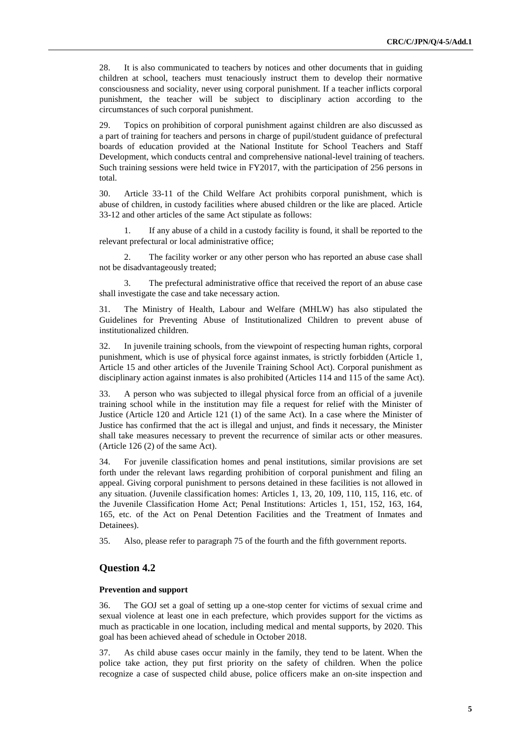28. It is also communicated to teachers by notices and other documents that in guiding children at school, teachers must tenaciously instruct them to develop their normative consciousness and sociality, never using corporal punishment. If a teacher inflicts corporal punishment, the teacher will be subject to disciplinary action according to the circumstances of such corporal punishment.

29. Topics on prohibition of corporal punishment against children are also discussed as a part of training for teachers and persons in charge of pupil/student guidance of prefectural boards of education provided at the National Institute for School Teachers and Staff Development, which conducts central and comprehensive national-level training of teachers. Such training sessions were held twice in FY2017, with the participation of 256 persons in total.

30. Article 33-11 of the Child Welfare Act prohibits corporal punishment, which is abuse of children, in custody facilities where abused children or the like are placed. Article 33-12 and other articles of the same Act stipulate as follows:

1. If any abuse of a child in a custody facility is found, it shall be reported to the relevant prefectural or local administrative office;

2. The facility worker or any other person who has reported an abuse case shall not be disadvantageously treated;

3. The prefectural administrative office that received the report of an abuse case shall investigate the case and take necessary action.

31. The Ministry of Health, Labour and Welfare (MHLW) has also stipulated the Guidelines for Preventing Abuse of Institutionalized Children to prevent abuse of institutionalized children.

32. In juvenile training schools, from the viewpoint of respecting human rights, corporal punishment, which is use of physical force against inmates, is strictly forbidden (Article 1, Article 15 and other articles of the Juvenile Training School Act). Corporal punishment as disciplinary action against inmates is also prohibited (Articles 114 and 115 of the same Act).

33. A person who was subjected to illegal physical force from an official of a juvenile training school while in the institution may file a request for relief with the Minister of Justice (Article 120 and Article 121 (1) of the same Act). In a case where the Minister of Justice has confirmed that the act is illegal and unjust, and finds it necessary, the Minister shall take measures necessary to prevent the recurrence of similar acts or other measures. (Article 126 (2) of the same Act).

34. For juvenile classification homes and penal institutions, similar provisions are set forth under the relevant laws regarding prohibition of corporal punishment and filing an appeal. Giving corporal punishment to persons detained in these facilities is not allowed in any situation. (Juvenile classification homes: Articles 1, 13, 20, 109, 110, 115, 116, etc. of the Juvenile Classification Home Act; Penal Institutions: Articles 1, 151, 152, 163, 164, 165, etc. of the Act on Penal Detention Facilities and the Treatment of Inmates and Detainees).

35. Also, please refer to paragraph 75 of the fourth and the fifth government reports.

## Question 4.2

#### Prevention and support

36. The GOJ set a goal of setting up a one-stop center for victims of sexual crime and sexual violence at least one in each prefecture, which provides support for the victims as much as practicable in one location, including medical and mental supports, by 2020. This goal has been achieved ahead of schedule in October 2018.

37. As child abuse cases occur mainly in the family, they tend to be latent. When the police take action, they put first priority on the safety of children. When the police recognize a case of suspected child abuse, police officers make an on-site inspection and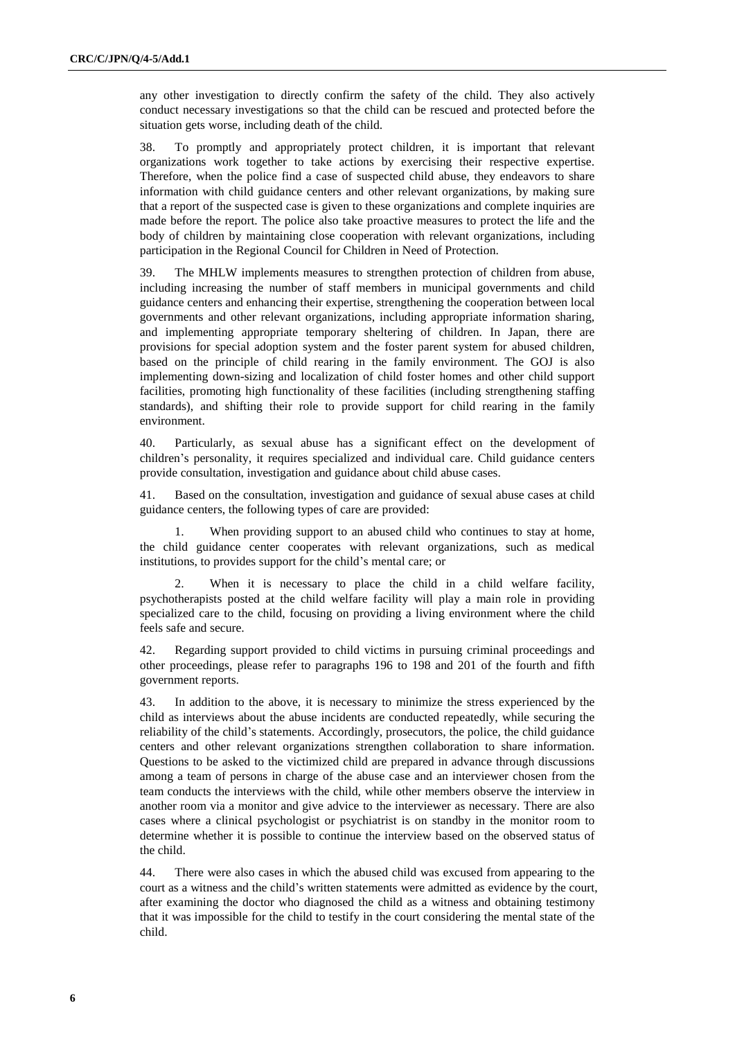any other investigation to directly confirm the safety of the child. They also actively conduct necessary investigations so that the child can be rescued and protected before the situation gets worse, including death of the child.

38. To promptly and appropriately protect children, it is important that relevant organizations work together to take actions by exercising their respective expertise. Therefore, when the police find a case of suspected child abuse, they endeavors to share information with child guidance centers and other relevant organizations, by making sure that a report of the suspected case is given to these organizations and complete inquiries are made before the report. The police also take proactive measures to protect the life and the body of children by maintaining close cooperation with relevant organizations, including participation in the Regional Council for Children in Need of Protection.

39. The MHLW implements measures to strengthen protection of children from abuse, including increasing the number of staff members in municipal governments and child guidance centers and enhancing their expertise, strengthening the cooperation between local governments and other relevant organizations, including appropriate information sharing, and implementing appropriate temporary sheltering of children. In Japan, there are provisions for special adoption system and the foster parent system for abused children, based on the principle of child rearing in the family environment. The GOJ is also implementing down-sizing and localization of child foster homes and other child support facilities, promoting high functionality of these facilities (including strengthening staffing standards), and shifting their role to provide support for child rearing in the family environment.

40. Particularly, as sexual abuse has a significant effect on the development of children's personality, it requires specialized and individual care. Child guidance centers provide consultation, investigation and guidance about child abuse cases.

41. Based on the consultation, investigation and guidance of sexual abuse cases at child guidance centers, the following types of care are provided:

1. When providing support to an abused child who continues to stay at home, the child guidance center cooperates with relevant organizations, such as medical institutions, to provides support for the child's mental care; or

2. When it is necessary to place the child in a child welfare facility, psychotherapists posted at the child welfare facility will play a main role in providing specialized care to the child, focusing on providing a living environment where the child feels safe and secure.

42. Regarding support provided to child victims in pursuing criminal proceedings and other proceedings, please refer to paragraphs 196 to 198 and 201 of the fourth and fifth government reports.

43. In addition to the above, it is necessary to minimize the stress experienced by the child as interviews about the abuse incidents are conducted repeatedly, while securing the reliability of the child's statements. Accordingly, prosecutors, the police, the child guidance centers and other relevant organizations strengthen collaboration to share information. Questions to be asked to the victimized child are prepared in advance through discussions among a team of persons in charge of the abuse case and an interviewer chosen from the team conducts the interviews with the child, while other members observe the interview in another room via a monitor and give advice to the interviewer as necessary. There are also cases where a clinical psychologist or psychiatrist is on standby in the monitor room to determine whether it is possible to continue the interview based on the observed status of the child.

44. There were also cases in which the abused child was excused from appearing to the court as a witness and the child's written statements were admitted as evidence by the court, after examining the doctor who diagnosed the child as a witness and obtaining testimony that it was impossible for the child to testify in the court considering the mental state of the child.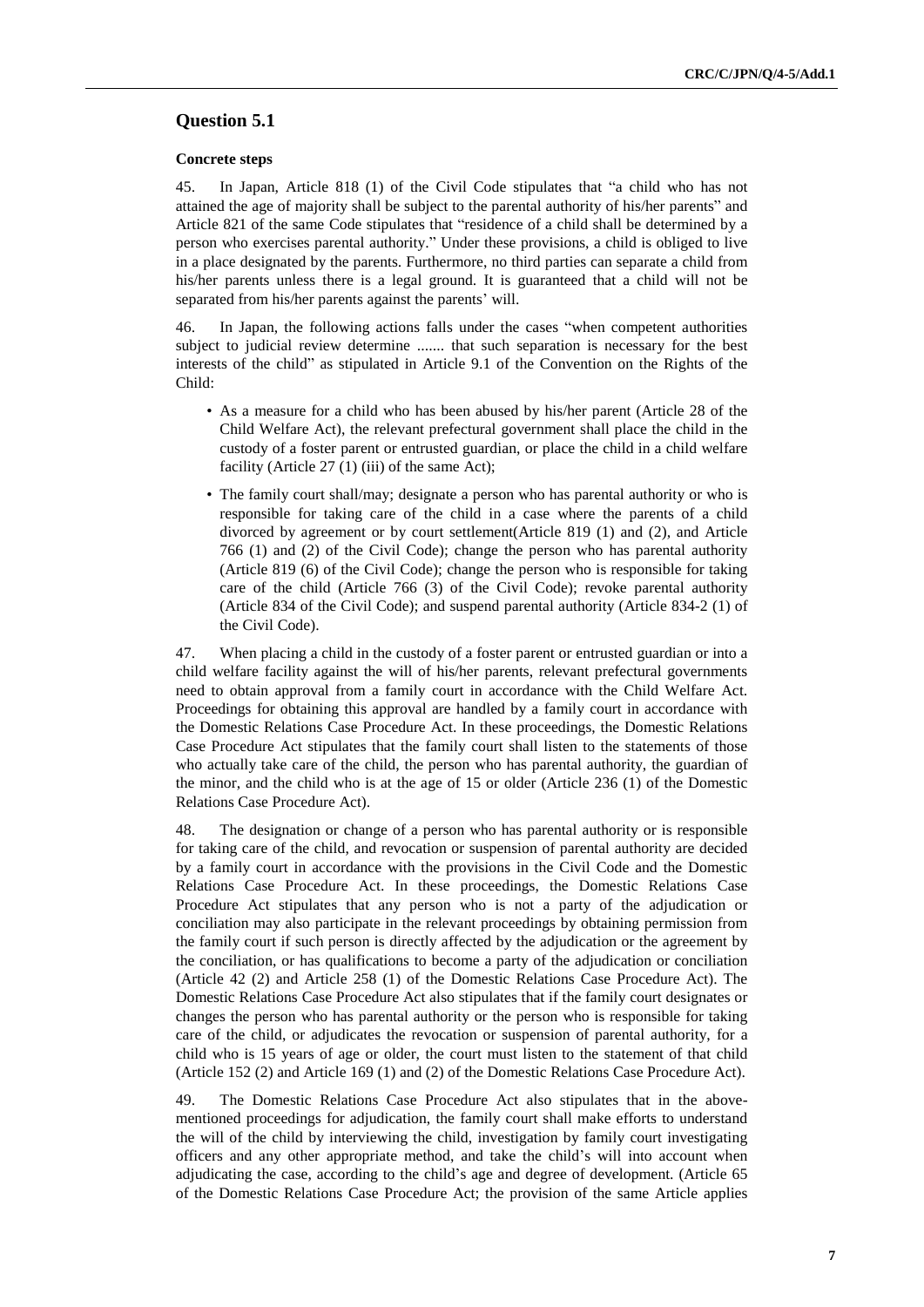## Question 5.1

**Concrete steps**

45. In Japan, Article 818 (1) of the Civil Code stipulates that "a child who has not attained the age of majority shall be subject to the parental authority of his/her parents" and Article 821 of the same Code stipulates that "residence of a child shall be determined by a person who exercises parental authority." Under these provisions, a child is obliged to live in a place designated by the parents. Furthermore, no third parties can separate a child from his/her parents unless there is a legal ground. It is guaranteed that a child will not be separated from his/her parents against the parents' will.

46. In Japan, the following actions falls under the cases "when competent authorities subject to judicial review determine ....... that such separation is necessary for the best interests of the child" as stipulated in Article 9.1 of the Convention on the Rights of the Child:

- As a measure for a child who has been abused by his/her parent (Article 28 of the Child Welfare Act), the relevant prefectural government shall place the child in the custody of a foster parent or entrusted guardian, or place the child in a child welfare facility (Article 27 (1) (iii) of the same Act);
- The family court shall/may; designate a person who has parental authority or who is responsible for taking care of the child in a case where the parents of a child divorced by agreement or by court settlement(Article 819 (1) and (2), and Article 766 (1) and (2) of the Civil Code); change the person who has parental authority (Article 819 (6) of the Civil Code); change the person who is responsible for taking care of the child (Article 766 (3) of the Civil Code); revoke parental authority (Article 834 of the Civil Code); and suspend parental authority (Article 834-2 (1) of the Civil Code).

47. When placing a child in the custody of a foster parent or entrusted guardian or into a child welfare facility against the will of his/her parents, relevant prefectural governments need to obtain approval from a family court in accordance with the Child Welfare Act. Proceedings for obtaining this approval are handled by a family court in accordance with the Domestic Relations Case Procedure Act. In these proceedings, the Domestic Relations Case Procedure Act stipulates that the family court shall listen to the statements of those who actually take care of the child, the person who has parental authority, the guardian of the minor, and the child who is at the age of 15 or older (Article 236 (1) of the Domestic Relations Case Procedure Act).

48. The designation or change of a person who has parental authority or is responsible for taking care of the child, and revocation or suspension of parental authority are decided by a family court in accordance with the provisions in the Civil Code and the Domestic Relations Case Procedure Act. In these proceedings, the Domestic Relations Case Procedure Act stipulates that any person who is not a party of the adjudication or conciliation may also participate in the relevant proceedings by obtaining permission from the family court if such person is directly affected by the adjudication or the agreement by the conciliation, or has qualifications to become a party of the adjudication or conciliation (Article 42 (2) and Article 258 (1) of the Domestic Relations Case Procedure Act). The Domestic Relations Case Procedure Act also stipulates that if the family court designates or changes the person who has parental authority or the person who is responsible for taking care of the child, or adjudicates the revocation or suspension of parental authority, for a child who is 15 years of age or older, the court must listen to the statement of that child (Article 152 (2) and Article 169 (1) and (2) of the Domestic Relations Case Procedure Act).

49. The Domestic Relations Case Procedure Act also stipulates that in the above-mentioned proceedings for adjudication, the family court shall make efforts to understand the will of the child by interviewing the child, investigation by family court investigating officers and any other appropriate method, and take the child's will into account when adjudicating the case, according to the child's age and degree of development. (Article 65 of the Domestic Relations Case Procedure Act; the provision of the same Article applies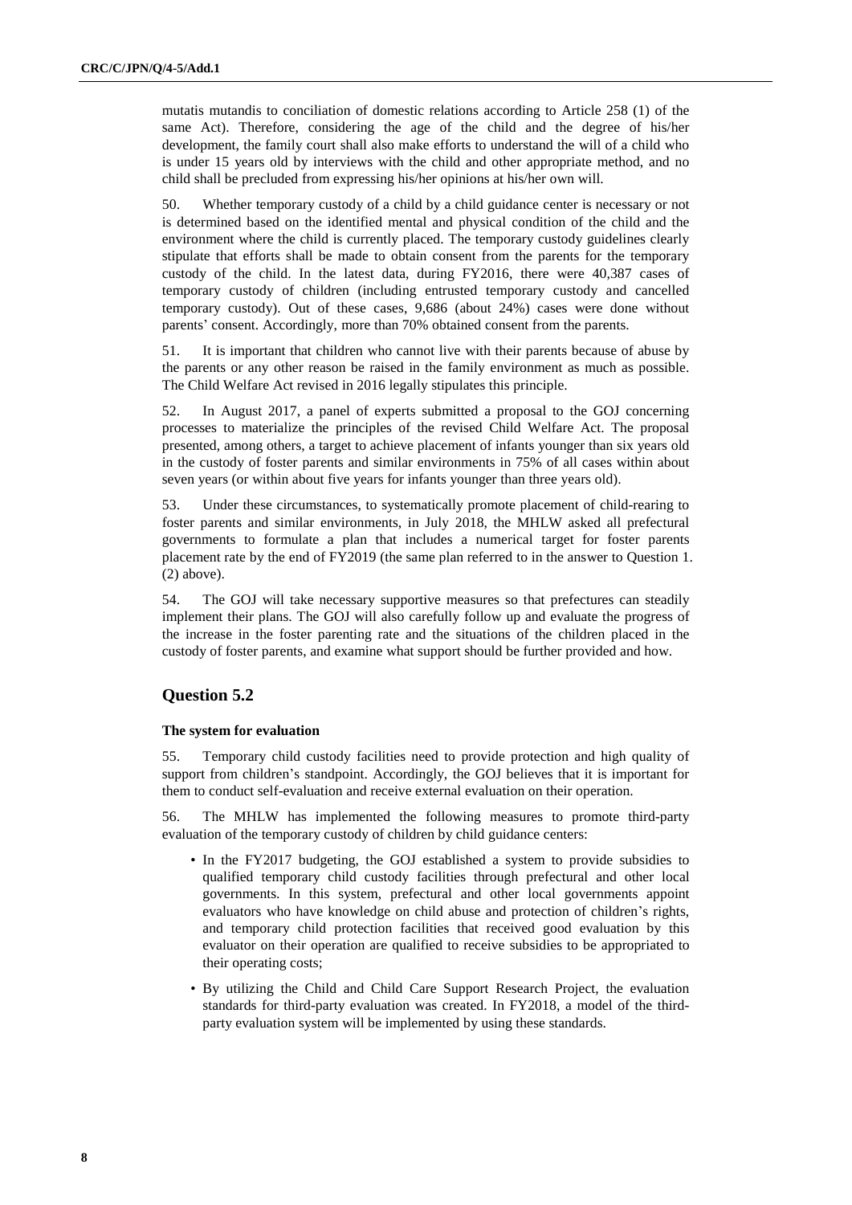mutatis mutandis to conciliation of domestic relations according to Article 258 (1) of the same Act). Therefore, considering the age of the child and the degree of his/her development, the family court shall also make efforts to understand the will of a child who is under 15 years old by interviews with the child and other appropriate method, and no child shall be precluded from expressing his/her opinions at his/her own will.

50. Whether temporary custody of a child by a child guidance center is necessary or not is determined based on the identified mental and physical condition of the child and the environment where the child is currently placed. The temporary custody guidelines clearly stipulate that efforts shall be made to obtain consent from the parents for the temporary custody of the child. In the latest data, during FY2016, there were 40,387 cases of temporary custody of children (including entrusted temporary custody and cancelled temporary custody). Out of these cases, 9,686 (about 24%) cases were done without parents' consent. Accordingly, more than 70% obtained consent from the parents.

51. It is important that children who cannot live with their parents because of abuse by the parents or any other reason be raised in the family environment as much as possible. The Child Welfare Act revised in 2016 legally stipulates this principle.

52. In August 2017, a panel of experts submitted a proposal to the GOJ concerning processes to materialize the principles of the revised Child Welfare Act. The proposal presented, among others, a target to achieve placement of infants younger than six years old in the custody of foster parents and similar environments in 75% of all cases within about seven years (or within about five years for infants younger than three years old).

53. Under these circumstances, to systematically promote placement of child-rearing to foster parents and similar environments, in July 2018, the MHLW asked all prefectural governments to formulate a plan that includes a numerical target for foster parents placement rate by the end of FY2019 (the same plan referred to in the answer to Question 1. (2) above).

54. The GOJ will take necessary supportive measures so that prefectures can steadily implement their plans. The GOJ will also carefully follow up and evaluate the progress of the increase in the foster parenting rate and the situations of the children placed in the custody of foster parents, and examine what support should be further provided and how.

## Question 5.2

#### The system for evaluation

55. Temporary child custody facilities need to provide protection and high quality of support from children's standpoint. Accordingly, the GOJ believes that it is important for them to conduct self-evaluation and receive external evaluation on their operation.

56. The MHLW has implemented the following measures to promote third-party evaluation of the temporary custody of children by child guidance centers:

- In the FY2017 budgeting, the GOJ established a system to provide subsidies to qualified temporary child custody facilities through prefectural and other local governments. In this system, prefectural and other local governments appoint evaluators who have knowledge on child abuse and protection of children's rights, and temporary child protection facilities that received good evaluation by this evaluator on their operation are qualified to receive subsidies to be appropriated to their operating costs;
- By utilizing the Child and Child Care Support Research Project, the evaluation standards for third-party evaluation was created. In FY2018, a model of the third-party evaluation system will be implemented by using these standards.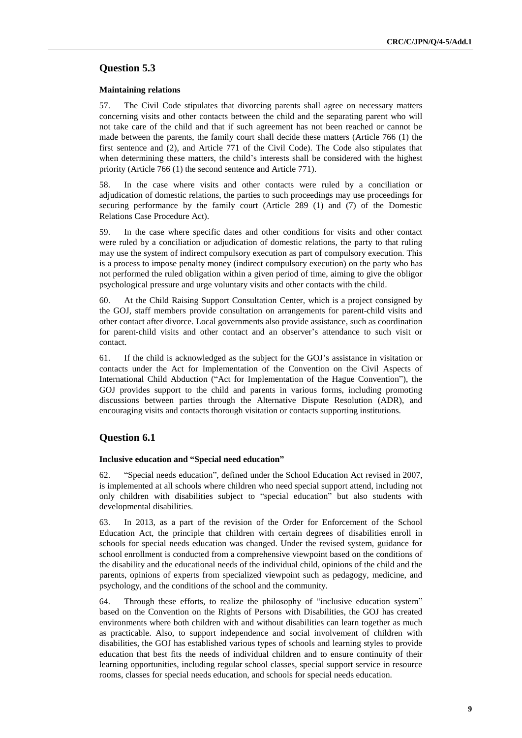## Question 5.3

### Maintaining relations

57. The Civil Code stipulates that divorcing parents shall agree on necessary matters concerning visits and other contacts between the child and the separating parent who will not take care of the child and that if such agreement has not been reached or cannot be made between the parents, the family court shall decide these matters (Article 766 (1) the first sentence and (2), and Article 771 of the Civil Code). The Code also stipulates that when determining these matters, the child's interests shall be considered with the highest priority (Article 766 (1) the second sentence and Article 771).

58. In the case where visits and other contacts were ruled by a conciliation or adjudication of domestic relations, the parties to such proceedings may use proceedings for securing performance by the family court (Article 289 (1) and (7) of the Domestic Relations Case Procedure Act).

59. In the case where specific dates and other conditions for visits and other contact were ruled by a conciliation or adjudication of domestic relations, the party to that ruling may use the system of indirect compulsory execution as part of compulsory execution. This is a process to impose penalty money (indirect compulsory execution) on the party who has not performed the ruled obligation within a given period of time, aiming to give the obligor psychological pressure and urge voluntary visits and other contacts with the child.

60. At the Child Raising Support Consultation Center, which is a project consigned by the GOJ, staff members provide consultation on arrangements for parent-child visits and other contact after divorce. Local governments also provide assistance, such as coordination for parent-child visits and other contact and an observer's attendance to such visit or contact.

61. If the child is acknowledged as the subject for the GOJ's assistance in visitation or contacts under the Act for Implementation of the Convention on the Civil Aspects of International Child Abduction ("Act for Implementation of the Hague Convention"), the GOJ provides support to the child and parents in various forms, including promoting discussions between parties through the Alternative Dispute Resolution (ADR), and encouraging visits and contacts thorough visitation or contacts supporting institutions.

## Question 6.1

### Inclusive education and "Special need education"

62. "Special needs education", defined under the School Education Act revised in 2007, is implemented at all schools where children who need special support attend, including not only children with disabilities subject to "special education" but also students with developmental disabilities.

63. In 2013, as a part of the revision of the Order for Enforcement of the School Education Act, the principle that children with certain degrees of disabilities enroll in schools for special needs education was changed. Under the revised system, guidance for school enrollment is conducted from a comprehensive viewpoint based on the conditions of the disability and the educational needs of the individual child, opinions of the child and the parents, opinions of experts from specialized viewpoint such as pedagogy, medicine, and psychology, and the conditions of the school and the community.

64. Through these efforts, to realize the philosophy of "inclusive education system" based on the Convention on the Rights of Persons with Disabilities, the GOJ has created environments where both children with and without disabilities can learn together as much as practicable. Also, to support independence and social involvement of children with disabilities, the GOJ has established various types of schools and learning styles to provide education that best fits the needs of individual children and to ensure continuity of their learning opportunities, including regular school classes, special support service in resource rooms, classes for special needs education, and schools for special needs education.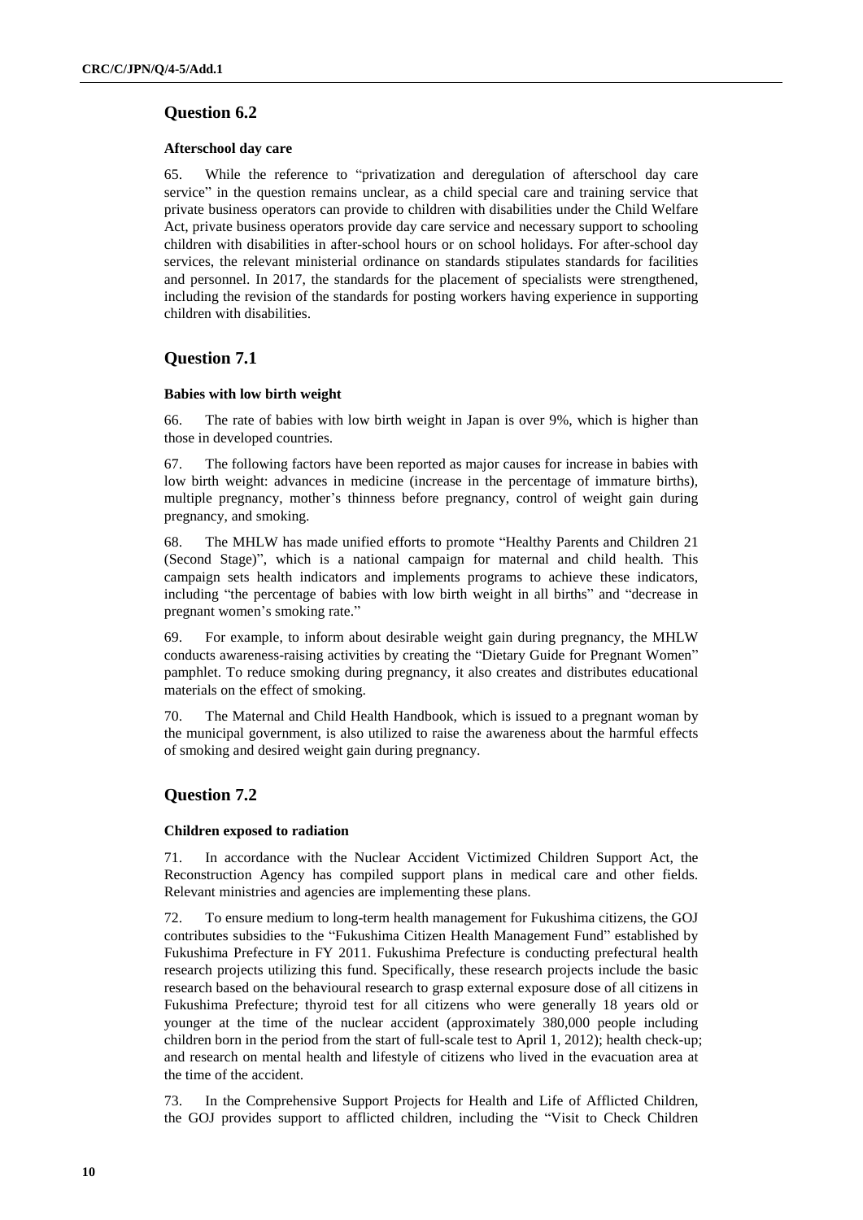## Question 6.2

### Afterschool day care

65. While the reference to "privatization and deregulation of afterschool day care service" in the question remains unclear, as a child special care and training service that private business operators can provide to children with disabilities under the Child Welfare Act, private business operators provide day care service and necessary support to schooling children with disabilities in after-school hours or on school holidays. For after-school day services, the relevant ministerial ordinance on standards stipulates standards for facilities and personnel. In 2017, the standards for the placement of specialists were strengthened, including the revision of the standards for posting workers having experience in supporting children with disabilities.

## Question 7.1

### Babies with low birth weight

66. The rate of babies with low birth weight in Japan is over 9%, which is higher than those in developed countries.

67. The following factors have been reported as major causes for increase in babies with low birth weight: advances in medicine (increase in the percentage of immature births), multiple pregnancy, mother's thinness before pregnancy, control of weight gain during pregnancy, and smoking.

68. The MHLW has made unified efforts to promote "Healthy Parents and Children 21 (Second Stage)", which is a national campaign for maternal and child health. This campaign sets health indicators and implements programs to achieve these indicators, including "the percentage of babies with low birth weight in all births" and "decrease in pregnant women's smoking rate."

69. For example, to inform about desirable weight gain during pregnancy, the MHLW conducts awareness-raising activities by creating the "Dietary Guide for Pregnant Women" pamphlet. To reduce smoking during pregnancy, it also creates and distributes educational materials on the effect of smoking.

70. The Maternal and Child Health Handbook, which is issued to a pregnant woman by the municipal government, is also utilized to raise the awareness about the harmful effects of smoking and desired weight gain during pregnancy.

## Question 7.2

### Children exposed to radiation

71. In accordance with the Nuclear Accident Victimized Children Support Act, the Reconstruction Agency has compiled support plans in medical care and other fields. Relevant ministries and agencies are implementing these plans.

72. To ensure medium to long-term health management for Fukushima citizens, the GOJ contributes subsidies to the "Fukushima Citizen Health Management Fund" established by Fukushima Prefecture in FY 2011. Fukushima Prefecture is conducting prefectural health research projects utilizing this fund. Specifically, these research projects include the basic research based on the behavioural research to grasp external exposure dose of all citizens in Fukushima Prefecture; thyroid test for all citizens who were generally 18 years old or younger at the time of the nuclear accident (approximately 380,000 people including children born in the period from the start of full-scale test to April 1, 2012); health check-up; and research on mental health and lifestyle of citizens who lived in the evacuation area at the time of the accident.

73. In the Comprehensive Support Projects for Health and Life of Afflicted Children, the GOJ provides support to afflicted children, including the "Visit to Check Children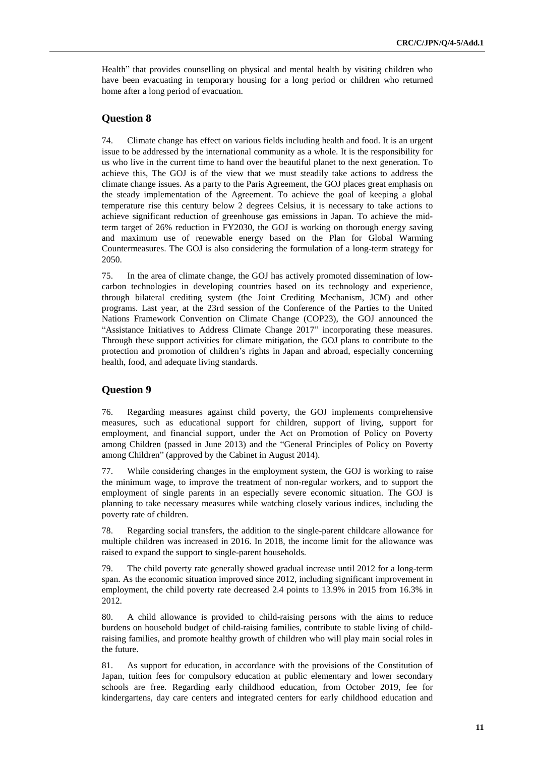Health" that provides counselling on physical and mental health by visiting children who have been evacuating in temporary housing for a long period or children who returned home after a long period of evacuation.

## Question 8

74. Climate change has effect on various fields including health and food. It is an urgent issue to be addressed by the international community as a whole. It is the responsibility for us who live in the current time to hand over the beautiful planet to the next generation. To achieve this, The GOJ is of the view that we must steadily take actions to address the climate change issues. As a party to the Paris Agreement, the GOJ places great emphasis on the steady implementation of the Agreement. To achieve the goal of keeping a global temperature rise this century below 2 degrees Celsius, it is necessary to take actions to achieve significant reduction of greenhouse gas emissions in Japan. To achieve the mid-term target of 26% reduction in FY2030, the GOJ is working on thorough energy saving and maximum use of renewable energy based on the Plan for Global Warming Countermeasures. The GOJ is also considering the formulation of a long-term strategy for 2050.

75. In the area of climate change, the GOJ has actively promoted dissemination of low-carbon technologies in developing countries based on its technology and experience, through bilateral crediting system (the Joint Crediting Mechanism, JCM) and other programs. Last year, at the 23rd session of the Conference of the Parties to the United Nations Framework Convention on Climate Change (COP23), the GOJ announced the "Assistance Initiatives to Address Climate Change 2017" incorporating these measures. Through these support activities for climate mitigation, the GOJ plans to contribute to the protection and promotion of children's rights in Japan and abroad, especially concerning health, food, and adequate living standards.

## Question 9

76. Regarding measures against child poverty, the GOJ implements comprehensive measures, such as educational support for children, support of living, support for employment, and financial support, under the Act on Promotion of Policy on Poverty among Children (passed in June 2013) and the "General Principles of Policy on Poverty among Children" (approved by the Cabinet in August 2014).

77. While considering changes in the employment system, the GOJ is working to raise the minimum wage, to improve the treatment of non-regular workers, and to support the employment of single parents in an especially severe economic situation. The GOJ is planning to take necessary measures while watching closely various indices, including the poverty rate of children.

78. Regarding social transfers, the addition to the single-parent childcare allowance for multiple children was increased in 2016. In 2018, the income limit for the allowance was raised to expand the support to single-parent households.

79. The child poverty rate generally showed gradual increase until 2012 for a long-term span. As the economic situation improved since 2012, including significant improvement in employment, the child poverty rate decreased 2.4 points to 13.9% in 2015 from 16.3% in 2012.

80. A child allowance is provided to child-raising persons with the aims to reduce burdens on household budget of child-raising families, contribute to stable living of child-raising families, and promote healthy growth of children who will play main social roles in the future.

81. As support for education, in accordance with the provisions of the Constitution of Japan, tuition fees for compulsory education at public elementary and lower secondary schools are free. Regarding early childhood education, from October 2019, fee for kindergartens, day care centers and integrated centers for early childhood education and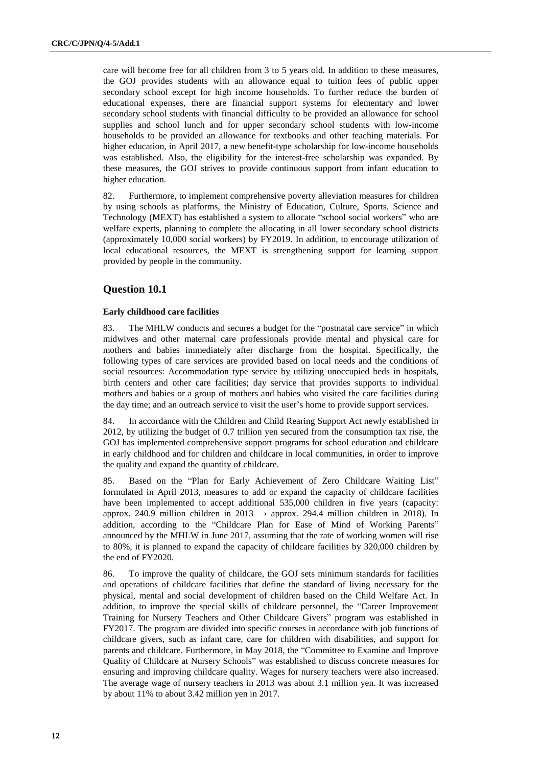care will become free for all children from 3 to 5 years old. In addition to these measures, the GOJ provides students with an allowance equal to tuition fees of public upper secondary school except for high income households. To further reduce the burden of educational expenses, there are financial support systems for elementary and lower secondary school students with financial difficulty to be provided an allowance for school supplies and school lunch and for upper secondary school students with low-income households to be provided an allowance for textbooks and other teaching materials. For higher education, in April 2017, a new benefit-type scholarship for low-income households was established. Also, the eligibility for the interest-free scholarship was expanded. By these measures, the GOJ strives to provide continuous support from infant education to higher education.

82. Furthermore, to implement comprehensive poverty alleviation measures for children by using schools as platforms, the Ministry of Education, Culture, Sports, Science and Technology (MEXT) has established a system to allocate "school social workers" who are welfare experts, planning to complete the allocating in all lower secondary school districts (approximately 10,000 social workers) by FY2019. In addition, to encourage utilization of local educational resources, the MEXT is strengthening support for learning support provided by people in the community.

## Question 10.1

### Early childhood care facilities

83. The MHLW conducts and secures a budget for the "postnatal care service" in which midwives and other maternal care professionals provide mental and physical care for mothers and babies immediately after discharge from the hospital. Specifically, the following types of care services are provided based on local needs and the conditions of social resources: Accommodation type service by utilizing unoccupied beds in hospitals, birth centers and other care facilities; day service that provides supports to individual mothers and babies or a group of mothers and babies who visited the care facilities during the day time; and an outreach service to visit the user's home to provide support services.

84. In accordance with the Children and Child Rearing Support Act newly established in 2012, by utilizing the budget of 0.7 trillion yen secured from the consumption tax rise, the GOJ has implemented comprehensive support programs for school education and childcare in early childhood and for children and childcare in local communities, in order to improve the quality and expand the quantity of childcare.

85. Based on the "Plan for Early Achievement of Zero Childcare Waiting List" formulated in April 2013, measures to add or expand the capacity of childcare facilities have been implemented to accept additional 535,000 children in five years (capacity: approx. 240.9 million children in 2013 → approx. 294.4 million children in 2018). In addition, according to the "Childcare Plan for Ease of Mind of Working Parents" announced by the MHLW in June 2017, assuming that the rate of working women will rise to 80%, it is planned to expand the capacity of childcare facilities by 320,000 children by the end of FY2020.

86. To improve the quality of childcare, the GOJ sets minimum standards for facilities and operations of childcare facilities that define the standard of living necessary for the physical, mental and social development of children based on the Child Welfare Act. In addition, to improve the special skills of childcare personnel, the "Career Improvement Training for Nursery Teachers and Other Childcare Givers" program was established in FY2017. The program are divided into specific courses in accordance with job functions of childcare givers, such as infant care, care for children with disabilities, and support for parents and childcare. Furthermore, in May 2018, the "Committee to Examine and Improve Quality of Childcare at Nursery Schools" was established to discuss concrete measures for ensuring and improving childcare quality. Wages for nursery teachers were also increased. The average wage of nursery teachers in 2013 was about 3.1 million yen. It was increased by about 11% to about 3.42 million yen in 2017.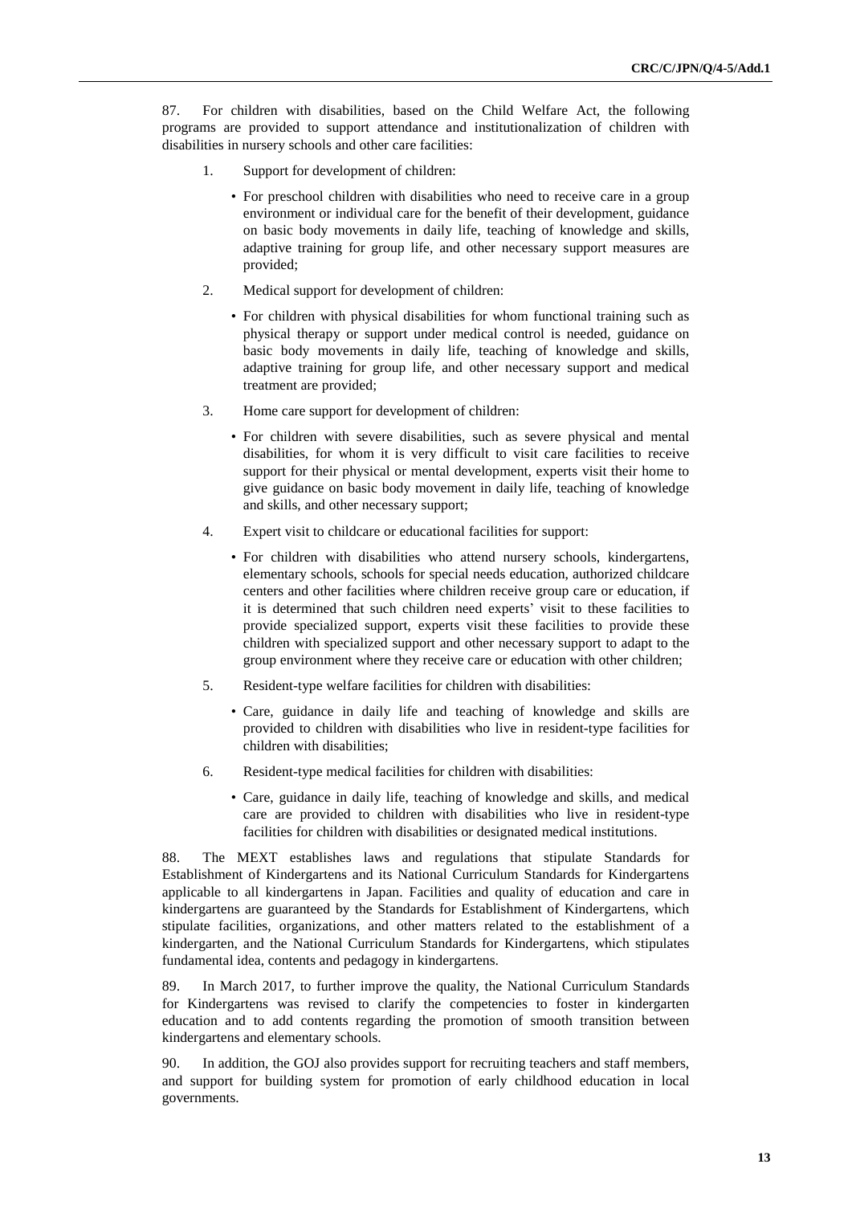87. For children with disabilities, based on the Child Welfare Act, the following programs are provided to support attendance and institutionalization of children with disabilities in nursery schools and other care facilities:

1. Support for development of children:
   - For preschool children with disabilities who need to receive care in a group environment or individual care for the benefit of their development, guidance on basic body movements in daily life, teaching of knowledge and skills, adaptive training for group life, and other necessary support measures are provided;
2. Medical support for development of children:
   - For children with physical disabilities for whom functional training such as physical therapy or support under medical control is needed, guidance on basic body movements in daily life, teaching of knowledge and skills, adaptive training for group life, and other necessary support and medical treatment are provided;
3. Home care support for development of children:
   - For children with severe disabilities, such as severe physical and mental disabilities, for whom it is very difficult to visit care facilities to receive support for their physical or mental development, experts visit their home to give guidance on basic body movement in daily life, teaching of knowledge and skills, and other necessary support;
4. Expert visit to childcare or educational facilities for support:
   - For children with disabilities who attend nursery schools, kindergartens, elementary schools, schools for special needs education, authorized childcare centers and other facilities where children receive group care or education, if it is determined that such children need experts' visit to these facilities to provide specialized support, experts visit these facilities to provide these children with specialized support and other necessary support to adapt to the group environment where they receive care or education with other children;
5. Resident-type welfare facilities for children with disabilities:
   - Care, guidance in daily life and teaching of knowledge and skills are provided to children with disabilities who live in resident-type facilities for children with disabilities;
6. Resident-type medical facilities for children with disabilities:
   - Care, guidance in daily life, teaching of knowledge and skills, and medical care are provided to children with disabilities who live in resident-type facilities for children with disabilities or designated medical institutions.

88. The MEXT establishes laws and regulations that stipulate Standards for Establishment of Kindergartens and its National Curriculum Standards for Kindergartens applicable to all kindergartens in Japan. Facilities and quality of education and care in kindergartens are guaranteed by the Standards for Establishment of Kindergartens, which stipulate facilities, organizations, and other matters related to the establishment of a kindergarten, and the National Curriculum Standards for Kindergartens, which stipulates fundamental idea, contents and pedagogy in kindergartens.

89. In March 2017, to further improve the quality, the National Curriculum Standards for Kindergartens was revised to clarify the competencies to foster in kindergarten education and to add contents regarding the promotion of smooth transition between kindergartens and elementary schools.

90. In addition, the GOJ also provides support for recruiting teachers and staff members, and support for building system for promotion of early childhood education in local governments.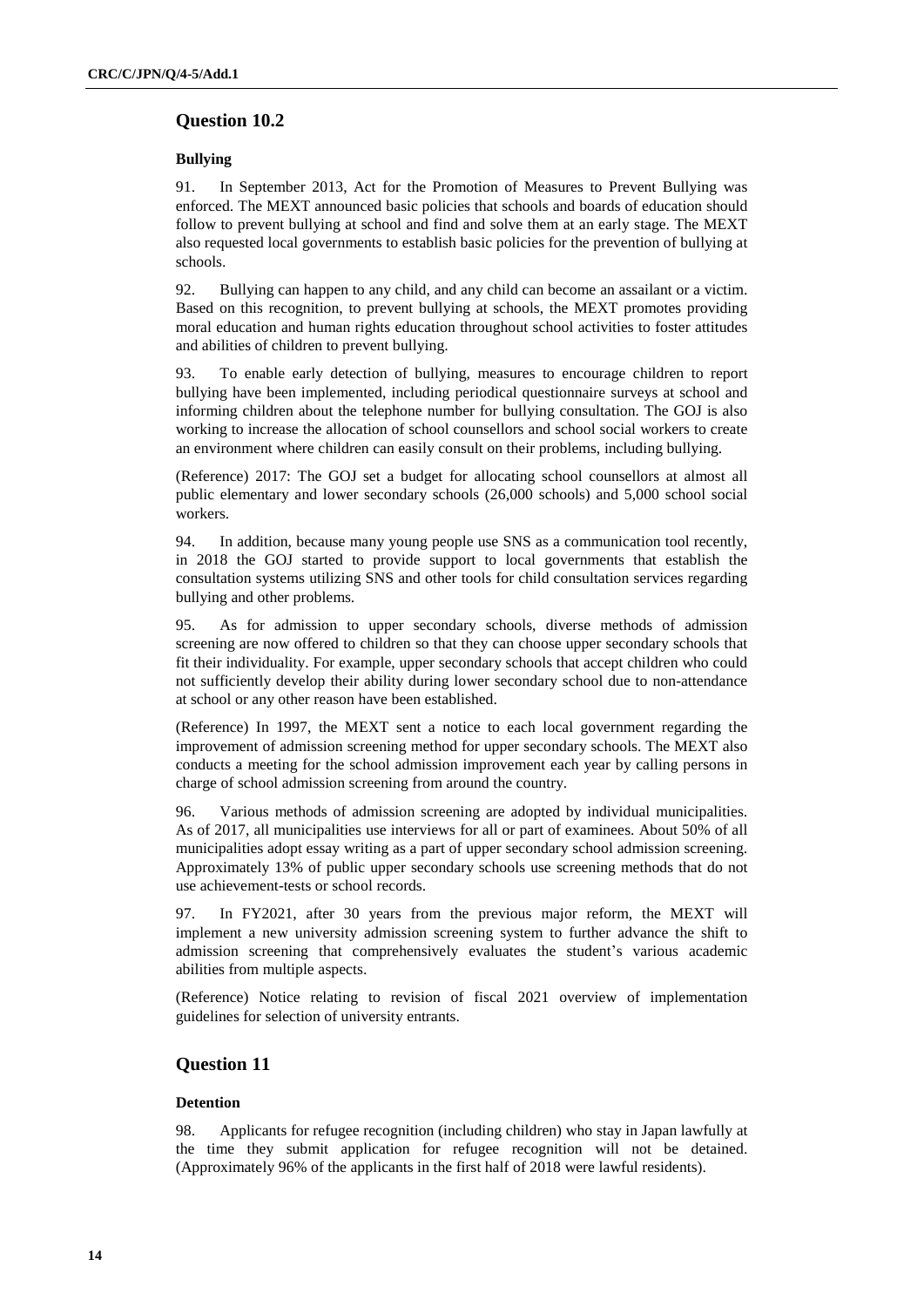## Question 10.2

### Bullying

91. In September 2013, Act for the Promotion of Measures to Prevent Bullying was enforced. The MEXT announced basic policies that schools and boards of education should follow to prevent bullying at school and find and solve them at an early stage. The MEXT also requested local governments to establish basic policies for the prevention of bullying at schools.

92. Bullying can happen to any child, and any child can become an assailant or a victim. Based on this recognition, to prevent bullying at schools, the MEXT promotes providing moral education and human rights education throughout school activities to foster attitudes and abilities of children to prevent bullying.

93. To enable early detection of bullying, measures to encourage children to report bullying have been implemented, including periodical questionnaire surveys at school and informing children about the telephone number for bullying consultation. The GOJ is also working to increase the allocation of school counsellors and school social workers to create an environment where children can easily consult on their problems, including bullying.

(Reference) 2017: The GOJ set a budget for allocating school counsellors at almost all public elementary and lower secondary schools (26,000 schools) and 5,000 school social workers.

94. In addition, because many young people use SNS as a communication tool recently, in 2018 the GOJ started to provide support to local governments that establish the consultation systems utilizing SNS and other tools for child consultation services regarding bullying and other problems.

95. As for admission to upper secondary schools, diverse methods of admission screening are now offered to children so that they can choose upper secondary schools that fit their individuality. For example, upper secondary schools that accept children who could not sufficiently develop their ability during lower secondary school due to non-attendance at school or any other reason have been established.

(Reference) In 1997, the MEXT sent a notice to each local government regarding the improvement of admission screening method for upper secondary schools. The MEXT also conducts a meeting for the school admission improvement each year by calling persons in charge of school admission screening from around the country.

96. Various methods of admission screening are adopted by individual municipalities. As of 2017, all municipalities use interviews for all or part of examinees. About 50% of all municipalities adopt essay writing as a part of upper secondary school admission screening. Approximately 13% of public upper secondary schools use screening methods that do not use achievement-tests or school records.

97. In FY2021, after 30 years from the previous major reform, the MEXT will implement a new university admission screening system to further advance the shift to admission screening that comprehensively evaluates the student's various academic abilities from multiple aspects.

(Reference) Notice relating to revision of fiscal 2021 overview of implementation guidelines for selection of university entrants.

## Question 11

### Detention

98. Applicants for refugee recognition (including children) who stay in Japan lawfully at the time they submit application for refugee recognition will not be detained. (Approximately 96% of the applicants in the first half of 2018 were lawful residents).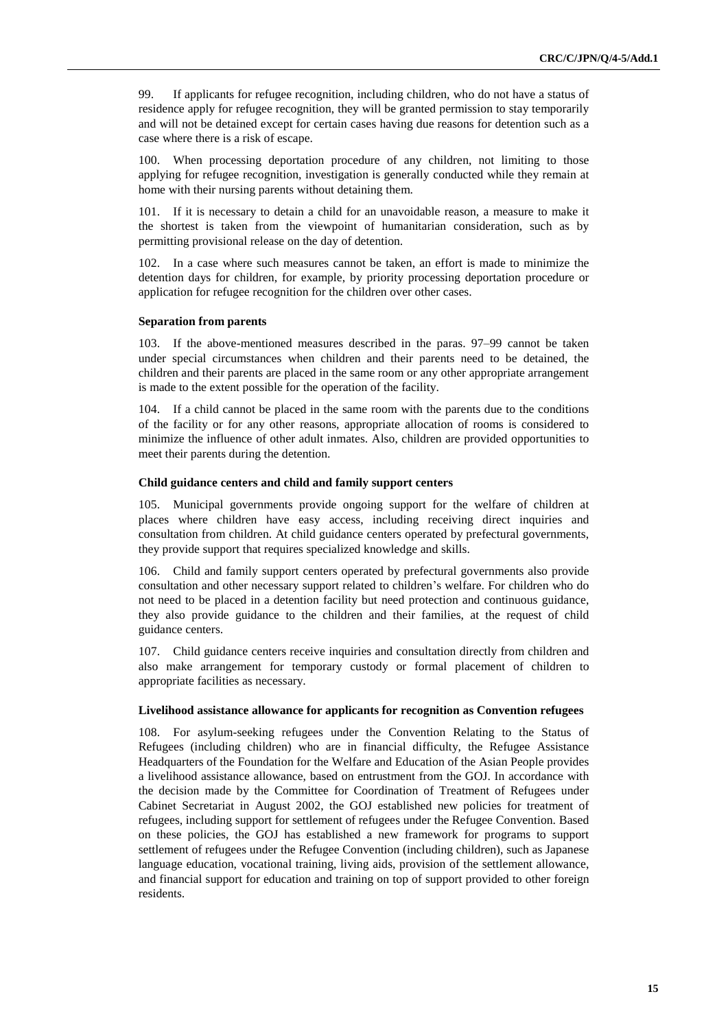99. If applicants for refugee recognition, including children, who do not have a status of residence apply for refugee recognition, they will be granted permission to stay temporarily and will not be detained except for certain cases having due reasons for detention such as a case where there is a risk of escape.

100. When processing deportation procedure of any children, not limiting to those applying for refugee recognition, investigation is generally conducted while they remain at home with their nursing parents without detaining them.

101. If it is necessary to detain a child for an unavoidable reason, a measure to make it the shortest is taken from the viewpoint of humanitarian consideration, such as by permitting provisional release on the day of detention.

102. In a case where such measures cannot be taken, an effort is made to minimize the detention days for children, for example, by priority processing deportation procedure or application for refugee recognition for the children over other cases.

**Separation from parents**

103. If the above-mentioned measures described in the paras. 97–99 cannot be taken under special circumstances when children and their parents need to be detained, the children and their parents are placed in the same room or any other appropriate arrangement is made to the extent possible for the operation of the facility.

104. If a child cannot be placed in the same room with the parents due to the conditions of the facility or for any other reasons, appropriate allocation of rooms is considered to minimize the influence of other adult inmates. Also, children are provided opportunities to meet their parents during the detention.

**Child guidance centers and child and family support centers**

105. Municipal governments provide ongoing support for the welfare of children at places where children have easy access, including receiving direct inquiries and consultation from children. At child guidance centers operated by prefectural governments, they provide support that requires specialized knowledge and skills.

106. Child and family support centers operated by prefectural governments also provide consultation and other necessary support related to children's welfare. For children who do not need to be placed in a detention facility but need protection and continuous guidance, they also provide guidance to the children and their families, at the request of child guidance centers.

107. Child guidance centers receive inquiries and consultation directly from children and also make arrangement for temporary custody or formal placement of children to appropriate facilities as necessary.

**Livelihood assistance allowance for applicants for recognition as Convention refugees**

108. For asylum-seeking refugees under the Convention Relating to the Status of Refugees (including children) who are in financial difficulty, the Refugee Assistance Headquarters of the Foundation for the Welfare and Education of the Asian People provides a livelihood assistance allowance, based on entrustment from the GOJ. In accordance with the decision made by the Committee for Coordination of Treatment of Refugees under Cabinet Secretariat in August 2002, the GOJ established new policies for treatment of refugees, including support for settlement of refugees under the Refugee Convention. Based on these policies, the GOJ has established a new framework for programs to support settlement of refugees under the Refugee Convention (including children), such as Japanese language education, vocational training, living aids, provision of the settlement allowance, and financial support for education and training on top of support provided to other foreign residents.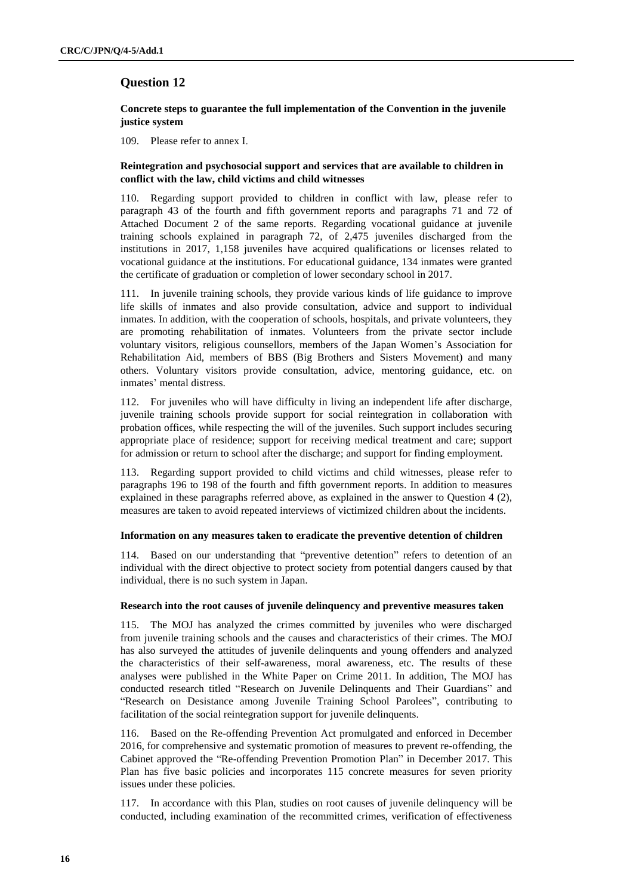## Question 12

**Concrete steps to guarantee the full implementation of the Convention in the juvenile justice system**

109. Please refer to annex I.

**Reintegration and psychosocial support and services that are available to children in conflict with the law, child victims and child witnesses**

110. Regarding support provided to children in conflict with law, please refer to paragraph 43 of the fourth and fifth government reports and paragraphs 71 and 72 of Attached Document 2 of the same reports. Regarding vocational guidance at juvenile training schools explained in paragraph 72, of 2,475 juveniles discharged from the institutions in 2017, 1,158 juveniles have acquired qualifications or licenses related to vocational guidance at the institutions. For educational guidance, 134 inmates were granted the certificate of graduation or completion of lower secondary school in 2017.

111. In juvenile training schools, they provide various kinds of life guidance to improve life skills of inmates and also provide consultation, advice and support to individual inmates. In addition, with the cooperation of schools, hospitals, and private volunteers, they are promoting rehabilitation of inmates. Volunteers from the private sector include voluntary visitors, religious counsellors, members of the Japan Women's Association for Rehabilitation Aid, members of BBS (Big Brothers and Sisters Movement) and many others. Voluntary visitors provide consultation, advice, mentoring guidance, etc. on inmates' mental distress.

112. For juveniles who will have difficulty in living an independent life after discharge, juvenile training schools provide support for social reintegration in collaboration with probation offices, while respecting the will of the juveniles. Such support includes securing appropriate place of residence; support for receiving medical treatment and care; support for admission or return to school after the discharge; and support for finding employment.

113. Regarding support provided to child victims and child witnesses, please refer to paragraphs 196 to 198 of the fourth and fifth government reports. In addition to measures explained in these paragraphs referred above, as explained in the answer to Question 4 (2), measures are taken to avoid repeated interviews of victimized children about the incidents.

**Information on any measures taken to eradicate the preventive detention of children**

114. Based on our understanding that "preventive detention" refers to detention of an individual with the direct objective to protect society from potential dangers caused by that individual, there is no such system in Japan.

**Research into the root causes of juvenile delinquency and preventive measures taken**

115. The MOJ has analyzed the crimes committed by juveniles who were discharged from juvenile training schools and the causes and characteristics of their crimes. The MOJ has also surveyed the attitudes of juvenile delinquents and young offenders and analyzed the characteristics of their self-awareness, moral awareness, etc. The results of these analyses were published in the White Paper on Crime 2011. In addition, The MOJ has conducted research titled "Research on Juvenile Delinquents and Their Guardians" and "Research on Desistance among Juvenile Training School Parolees", contributing to facilitation of the social reintegration support for juvenile delinquents.

116. Based on the Re-offending Prevention Act promulgated and enforced in December 2016, for comprehensive and systematic promotion of measures to prevent re-offending, the Cabinet approved the "Re-offending Prevention Promotion Plan" in December 2017. This Plan has five basic policies and incorporates 115 concrete measures for seven priority issues under these policies.

117. In accordance with this Plan, studies on root causes of juvenile delinquency will be conducted, including examination of the recommitted crimes, verification of effectiveness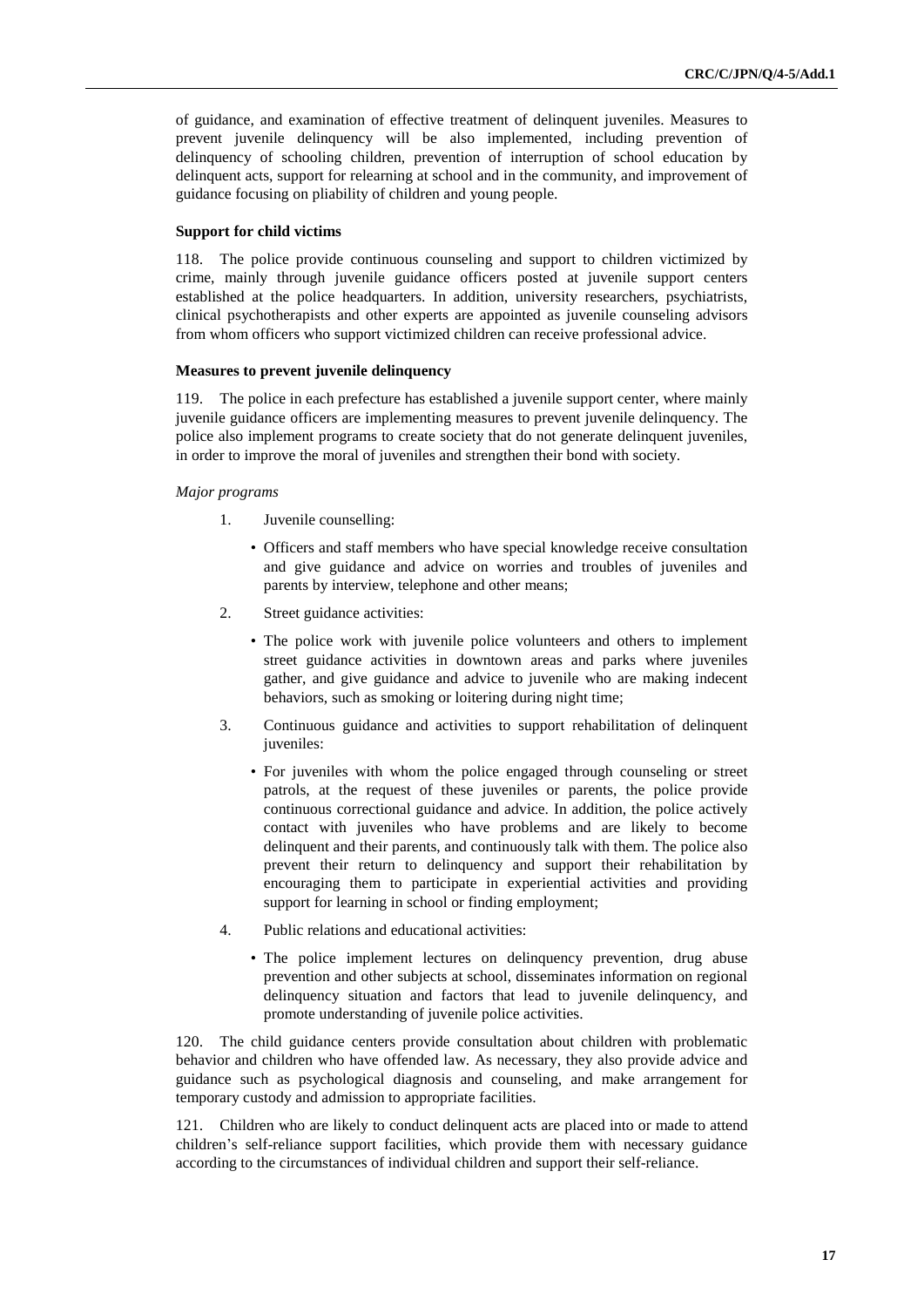of guidance, and examination of effective treatment of delinquent juveniles. Measures to prevent juvenile delinquency will be also implemented, including prevention of delinquency of schooling children, prevention of interruption of school education by delinquent acts, support for relearning at school and in the community, and improvement of guidance focusing on pliability of children and young people.

**Support for child victims**

118. The police provide continuous counseling and support to children victimized by crime, mainly through juvenile guidance officers posted at juvenile support centers established at the police headquarters. In addition, university researchers, psychiatrists, clinical psychotherapists and other experts are appointed as juvenile counseling advisors from whom officers who support victimized children can receive professional advice.

**Measures to prevent juvenile delinquency**

119. The police in each prefecture has established a juvenile support center, where mainly juvenile guidance officers are implementing measures to prevent juvenile delinquency. The police also implement programs to create society that do not generate delinquent juveniles, in order to improve the moral of juveniles and strengthen their bond with society.

*Major programs*

1. Juvenile counselling:
   - Officers and staff members who have special knowledge receive consultation and give guidance and advice on worries and troubles of juveniles and parents by interview, telephone and other means;
2. Street guidance activities:
   - The police work with juvenile police volunteers and others to implement street guidance activities in downtown areas and parks where juveniles gather, and give guidance and advice to juvenile who are making indecent behaviors, such as smoking or loitering during night time;
3. Continuous guidance and activities to support rehabilitation of delinquent juveniles:
   - For juveniles with whom the police engaged through counseling or street patrols, at the request of these juveniles or parents, the police provide continuous correctional guidance and advice. In addition, the police actively contact with juveniles who have problems and are likely to become delinquent and their parents, and continuously talk with them. The police also prevent their return to delinquency and support their rehabilitation by encouraging them to participate in experiential activities and providing support for learning in school or finding employment;
4. Public relations and educational activities:
   - The police implement lectures on delinquency prevention, drug abuse prevention and other subjects at school, disseminates information on regional delinquency situation and factors that lead to juvenile delinquency, and promote understanding of juvenile police activities.

120. The child guidance centers provide consultation about children with problematic behavior and children who have offended law. As necessary, they also provide advice and guidance such as psychological diagnosis and counseling, and make arrangement for temporary custody and admission to appropriate facilities.

121. Children who are likely to conduct delinquent acts are placed into or made to attend children's self-reliance support facilities, which provide them with necessary guidance according to the circumstances of individual children and support their self-reliance.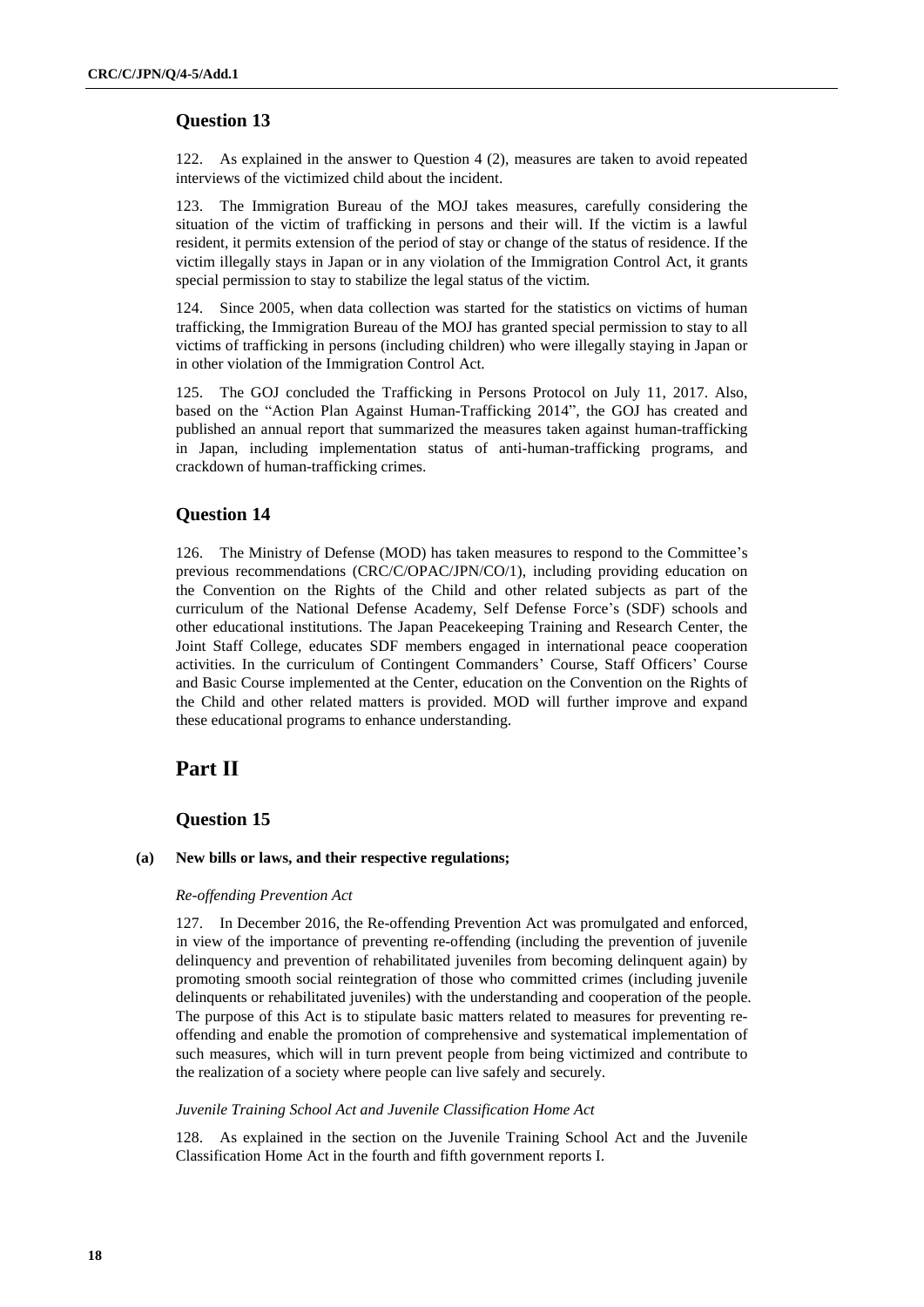## Question 13

122. As explained in the answer to Question 4 (2), measures are taken to avoid repeated interviews of the victimized child about the incident.

123. The Immigration Bureau of the MOJ takes measures, carefully considering the situation of the victim of trafficking in persons and their will. If the victim is a lawful resident, it permits extension of the period of stay or change of the status of residence. If the victim illegally stays in Japan or in any violation of the Immigration Control Act, it grants special permission to stay to stabilize the legal status of the victim.

124. Since 2005, when data collection was started for the statistics on victims of human trafficking, the Immigration Bureau of the MOJ has granted special permission to stay to all victims of trafficking in persons (including children) who were illegally staying in Japan or in other violation of the Immigration Control Act.

125. The GOJ concluded the Trafficking in Persons Protocol on July 11, 2017. Also, based on the "Action Plan Against Human-Trafficking 2014", the GOJ has created and published an annual report that summarized the measures taken against human-trafficking in Japan, including implementation status of anti-human-trafficking programs, and crackdown of human-trafficking crimes.

## Question 14

126. The Ministry of Defense (MOD) has taken measures to respond to the Committee's previous recommendations (CRC/C/OPAC/JPN/CO/1), including providing education on the Convention on the Rights of the Child and other related subjects as part of the curriculum of the National Defense Academy, Self Defense Force's (SDF) schools and other educational institutions. The Japan Peacekeeping Training and Research Center, the Joint Staff College, educates SDF members engaged in international peace cooperation activities. In the curriculum of Contingent Commanders' Course, Staff Officers' Course and Basic Course implemented at the Center, education on the Convention on the Rights of the Child and other related matters is provided. MOD will further improve and expand these educational programs to enhance understanding.

# Part II

## Question 15

### (a) New bills or laws, and their respective regulations;

*Re-offending Prevention Act*

127. In December 2016, the Re-offending Prevention Act was promulgated and enforced, in view of the importance of preventing re-offending (including the prevention of juvenile delinquency and prevention of rehabilitated juveniles from becoming delinquent again) by promoting smooth social reintegration of those who committed crimes (including juvenile delinquents or rehabilitated juveniles) with the understanding and cooperation of the people. The purpose of this Act is to stipulate basic matters related to measures for preventing re-offending and enable the promotion of comprehensive and systematical implementation of such measures, which will in turn prevent people from being victimized and contribute to the realization of a society where people can live safely and securely.

*Juvenile Training School Act and Juvenile Classification Home Act*

128. As explained in the section on the Juvenile Training School Act and the Juvenile Classification Home Act in the fourth and fifth government reports I.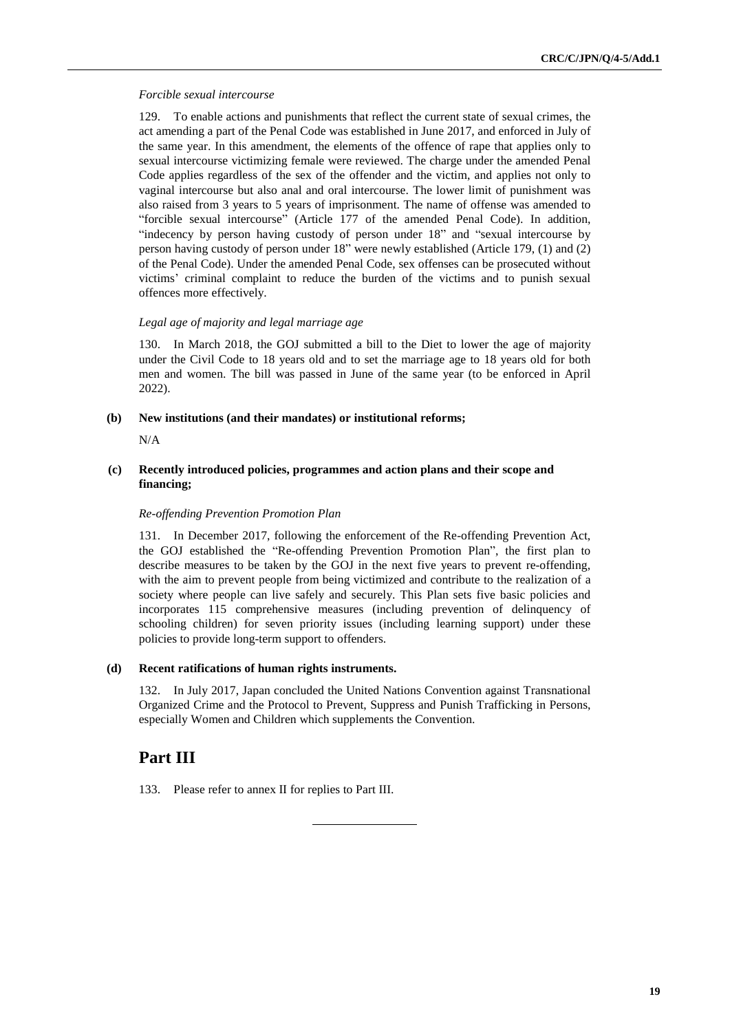*Forcible sexual intercourse*

129. To enable actions and punishments that reflect the current state of sexual crimes, the act amending a part of the Penal Code was established in June 2017, and enforced in July of the same year. In this amendment, the elements of the offence of rape that applies only to sexual intercourse victimizing female were reviewed. The charge under the amended Penal Code applies regardless of the sex of the offender and the victim, and applies not only to vaginal intercourse but also anal and oral intercourse. The lower limit of punishment was also raised from 3 years to 5 years of imprisonment. The name of offense was amended to "forcible sexual intercourse" (Article 177 of the amended Penal Code). In addition, "indecency by person having custody of person under 18" and "sexual intercourse by person having custody of person under 18" were newly established (Article 179, (1) and (2) of the Penal Code). Under the amended Penal Code, sex offenses can be prosecuted without victims' criminal complaint to reduce the burden of the victims and to punish sexual offences more effectively.

*Legal age of majority and legal marriage age*

130. In March 2018, the GOJ submitted a bill to the Diet to lower the age of majority under the Civil Code to 18 years old and to set the marriage age to 18 years old for both men and women. The bill was passed in June of the same year (to be enforced in April 2022).

**(b) New institutions (and their mandates) or institutional reforms;**

N/A

**(c) Recently introduced policies, programmes and action plans and their scope and financing;**

*Re-offending Prevention Promotion Plan*

131. In December 2017, following the enforcement of the Re-offending Prevention Act, the GOJ established the "Re-offending Prevention Promotion Plan", the first plan to describe measures to be taken by the GOJ in the next five years to prevent re-offending, with the aim to prevent people from being victimized and contribute to the realization of a society where people can live safely and securely. This Plan sets five basic policies and incorporates 115 comprehensive measures (including prevention of delinquency of schooling children) for seven priority issues (including learning support) under these policies to provide long-term support to offenders.

**(d) Recent ratifications of human rights instruments.**

132. In July 2017, Japan concluded the United Nations Convention against Transnational Organized Crime and the Protocol to Prevent, Suppress and Punish Trafficking in Persons, especially Women and Children which supplements the Convention.

# Part III

133. Please refer to annex II for replies to Part III.